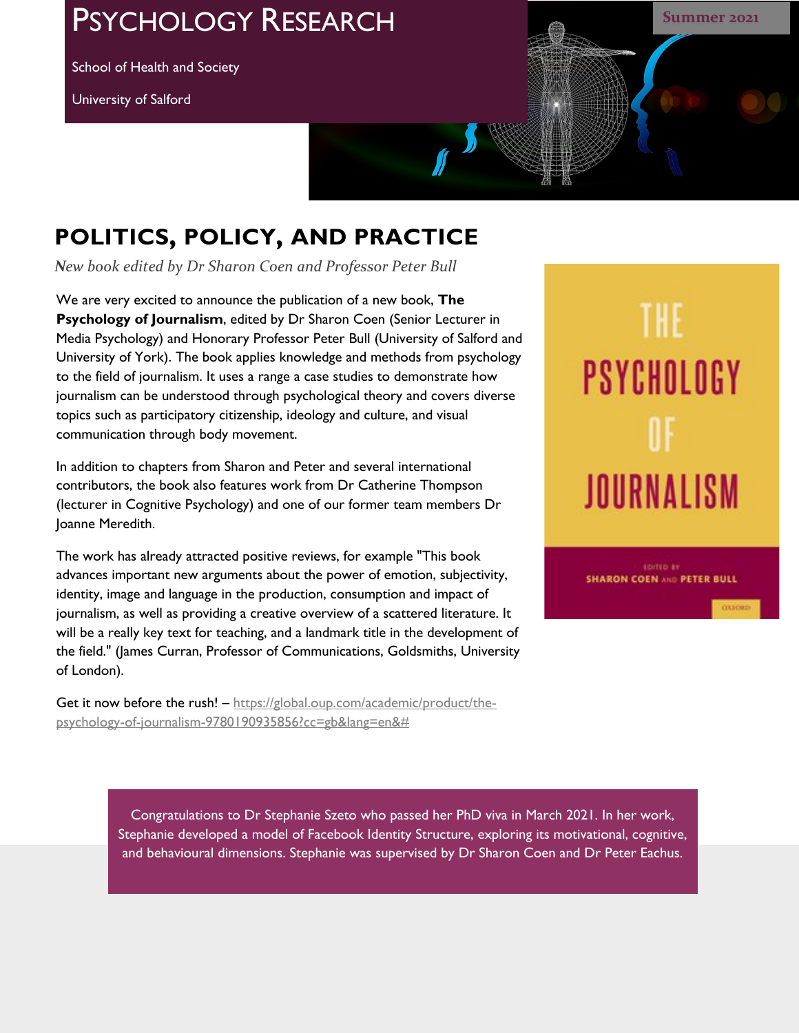# Psychology Research

School of Health and Society

University of Salford

Summer 2021

## POLITICS, POLICY, AND PRACTICE

*New book edited by Dr Sharon Coen and Professor Peter Bull*

We are very excited to announce the publication of a new book, **The Psychology of Journalism**, edited by Dr Sharon Coen (Senior Lecturer in Media Psychology) and Honorary Professor Peter Bull (University of Salford and University of York). The book applies knowledge and methods from psychology to the field of journalism. It uses a range a case studies to demonstrate how journalism can be understood through psychological theory and covers diverse topics such as participatory citizenship, ideology and culture, and visual communication through body movement.

In addition to chapters from Sharon and Peter and several international contributors, the book also features work from Dr Catherine Thompson (lecturer in Cognitive Psychology) and one of our former team members Dr Joanne Meredith.

The work has already attracted positive reviews, for example "This book advances important new arguments about the power of emotion, subjectivity, identity, image and language in the production, consumption and impact of journalism, as well as providing a creative overview of a scattered literature. It will be a really key text for teaching, and a landmark title in the development of the field." (James Curran, Professor of Communications, Goldsmiths, University of London).

Get it now before the rush! – https://global.oup.com/academic/product/the-psychology-of-journalism-9780190935856?cc=gb&lang=en&#

THE PSYCHOLOGY OF JOURNALISM

EDITED BY SHARON COEN AND PETER BULL

OXFORD

Congratulations to Dr Stephanie Szeto who passed her PhD viva in March 2021. In her work, Stephanie developed a model of Facebook Identity Structure, exploring its motivational, cognitive, and behavioural dimensions. Stephanie was supervised by Dr Sharon Coen and Dr Peter Eachus.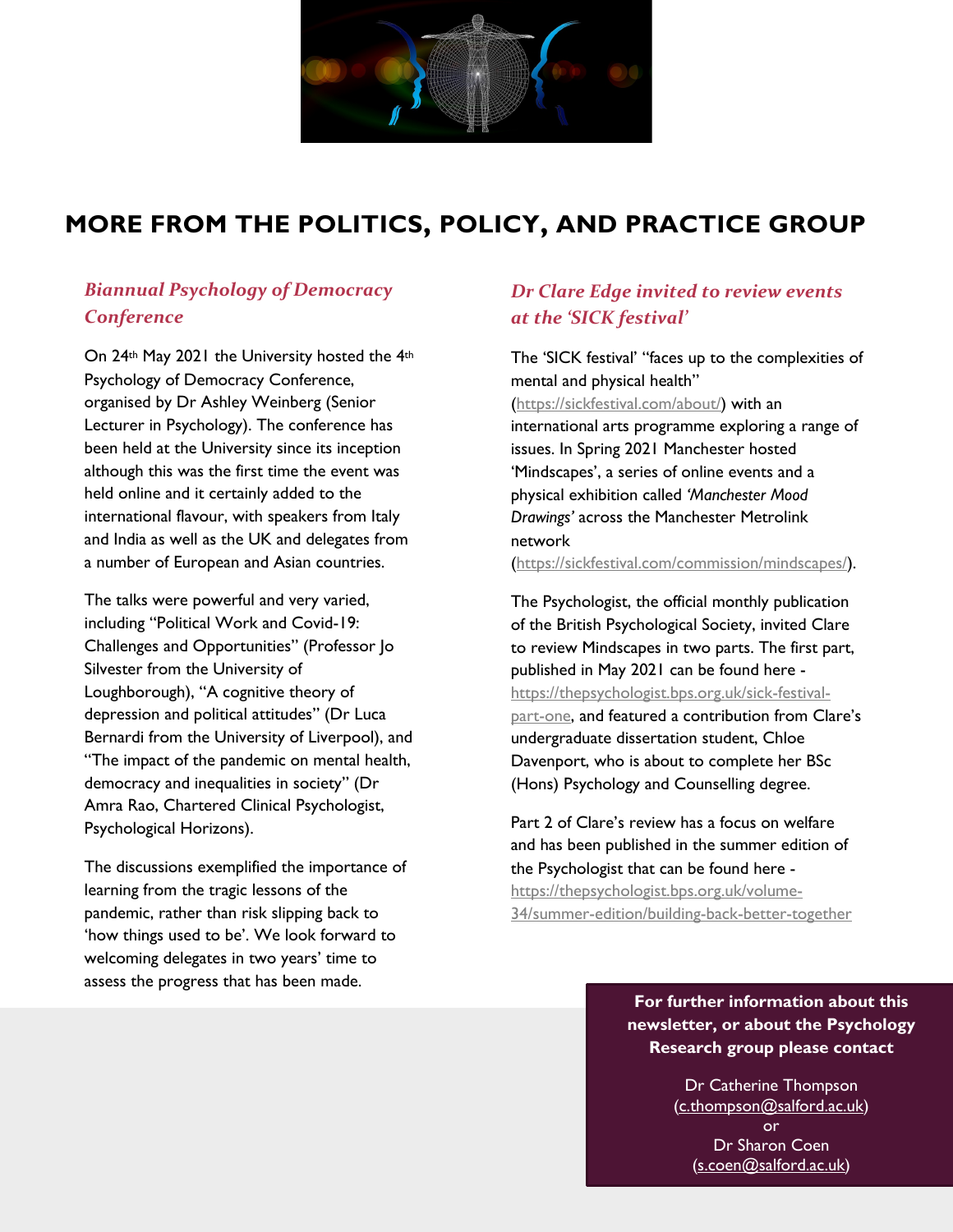# MORE FROM THE POLITICS, POLICY, AND PRACTICE GROUP

## *Biannual Psychology of Democracy Conference*

On 24th May 2021 the University hosted the 4th Psychology of Democracy Conference, organised by Dr Ashley Weinberg (Senior Lecturer in Psychology). The conference has been held at the University since its inception although this was the first time the event was held online and it certainly added to the international flavour, with speakers from Italy and India as well as the UK and delegates from a number of European and Asian countries.

The talks were powerful and very varied, including "Political Work and Covid-19: Challenges and Opportunities" (Professor Jo Silvester from the University of Loughborough), "A cognitive theory of depression and political attitudes" (Dr Luca Bernardi from the University of Liverpool), and "The impact of the pandemic on mental health, democracy and inequalities in society" (Dr Amra Rao, Chartered Clinical Psychologist, Psychological Horizons).

The discussions exemplified the importance of learning from the tragic lessons of the pandemic, rather than risk slipping back to 'how things used to be'. We look forward to welcoming delegates in two years' time to assess the progress that has been made.

## *Dr Clare Edge invited to review events at the 'SICK festival'*

The 'SICK festival' "faces up to the complexities of mental and physical health" (https://sickfestival.com/about/) with an international arts programme exploring a range of issues. In Spring 2021 Manchester hosted 'Mindscapes', a series of online events and a physical exhibition called *'Manchester Mood Drawings'* across the Manchester Metrolink network (https://sickfestival.com/commission/mindscapes/).

The Psychologist, the official monthly publication of the British Psychological Society, invited Clare to review Mindscapes in two parts. The first part, published in May 2021 can be found here - https://thepsychologist.bps.org.uk/sick-festival-part-one, and featured a contribution from Clare's undergraduate dissertation student, Chloe Davenport, who is about to complete her BSc (Hons) Psychology and Counselling degree.

Part 2 of Clare's review has a focus on welfare and has been published in the summer edition of the Psychologist that can be found here - https://thepsychologist.bps.org.uk/volume-34/summer-edition/building-back-better-together

**For further information about this newsletter, or about the Psychology Research group please contact**

Dr Catherine Thompson
(c.thompson@salford.ac.uk)
or
Dr Sharon Coen
(s.coen@salford.ac.uk)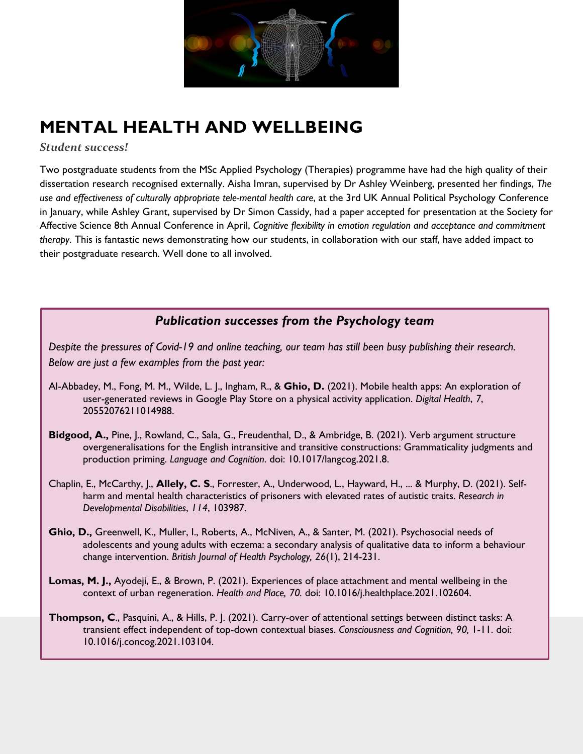# MENTAL HEALTH AND WELLBEING

***Student success!***

Two postgraduate students from the MSc Applied Psychology (Therapies) programme have had the high quality of their dissertation research recognised externally. Aisha Imran, supervised by Dr Ashley Weinberg, presented her findings, *The use and effectiveness of culturally appropriate tele-mental health care*, at the 3rd UK Annual Political Psychology Conference in January, while Ashley Grant, supervised by Dr Simon Cassidy, had a paper accepted for presentation at the Society for Affective Science 8th Annual Conference in April, *Cognitive flexibility in emotion regulation and acceptance and commitment therapy*. This is fantastic news demonstrating how our students, in collaboration with our staff, have added impact to their postgraduate research. Well done to all involved.

## *Publication successes from the Psychology team*

*Despite the pressures of Covid-19 and online teaching, our team has still been busy publishing their research. Below are just a few examples from the past year:*

Al-Abbadey, M., Fong, M. M., Wilde, L. J., Ingham, R., & **Ghio, D.** (2021). Mobile health apps: An exploration of user-generated reviews in Google Play Store on a physical activity application. *Digital Health, 7*, 20552076211014988.

**Bidgood, A.,** Pine, J., Rowland, C., Sala, G., Freudenthal, D., & Ambridge, B. (2021). Verb argument structure overgeneralisations for the English intransitive and transitive constructions: Grammaticality judgments and production priming. *Language and Cognition*. doi: 10.1017/langcog.2021.8.

Chaplin, E., McCarthy, J., **Allely, C. S**., Forrester, A., Underwood, L., Hayward, H., ... & Murphy, D. (2021). Self-harm and mental health characteristics of prisoners with elevated rates of autistic traits. *Research in Developmental Disabilities*, *114*, 103987.

**Ghio, D.,** Greenwell, K., Muller, I., Roberts, A., McNiven, A., & Santer, M. (2021). Psychosocial needs of adolescents and young adults with eczema: a secondary analysis of qualitative data to inform a behaviour change intervention. *British Journal of Health Psychology, 26*(1), 214-231.

**Lomas, M. J.,** Ayodeji, E., & Brown, P. (2021). Experiences of place attachment and mental wellbeing in the context of urban regeneration. *Health and Place, 70*. doi: 10.1016/j.healthplace.2021.102604.

**Thompson, C**., Pasquini, A., & Hills, P. J. (2021). Carry-over of attentional settings between distinct tasks: A transient effect independent of top-down contextual biases. *Consciousness and Cognition, 90,* 1-11. doi: 10.1016/j.concog.2021.103104.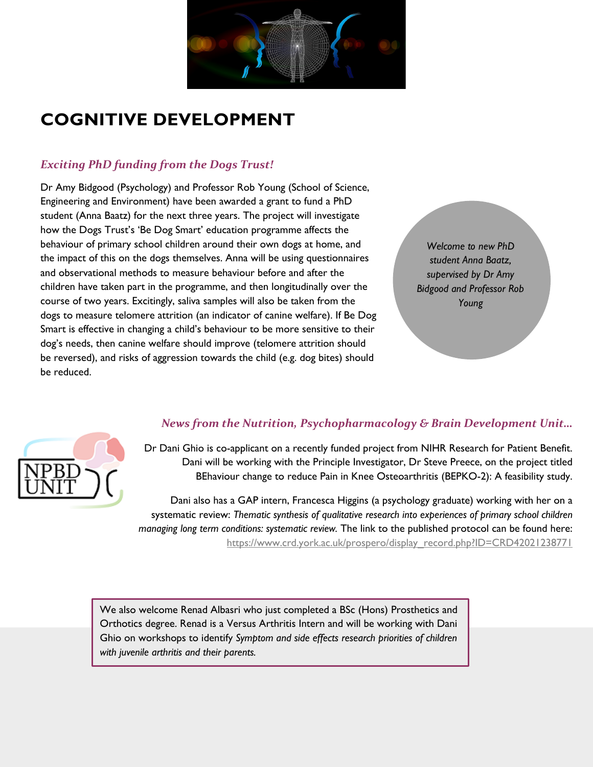# COGNITIVE DEVELOPMENT

### *Exciting PhD funding from the Dogs Trust!*

Dr Amy Bidgood (Psychology) and Professor Rob Young (School of Science, Engineering and Environment) have been awarded a grant to fund a PhD student (Anna Baatz) for the next three years. The project will investigate how the Dogs Trust's 'Be Dog Smart' education programme affects the behaviour of primary school children around their own dogs at home, and the impact of this on the dogs themselves. Anna will be using questionnaires and observational methods to measure behaviour before and after the children have taken part in the programme, and then longitudinally over the course of two years. Excitingly, saliva samples will also be taken from the dogs to measure telomere attrition (an indicator of canine welfare). If Be Dog Smart is effective in changing a child's behaviour to be more sensitive to their dog's needs, then canine welfare should improve (telomere attrition should be reversed), and risks of aggression towards the child (e.g. dog bites) should be reduced.

*Welcome to new PhD student Anna Baatz, supervised by Dr Amy Bidgood and Professor Rob Young*

### *News from the Nutrition, Psychopharmacology & Brain Development Unit…*

NPBD UNIT

Dr Dani Ghio is co-applicant on a recently funded project from NIHR Research for Patient Benefit. Dani will be working with the Principle Investigator, Dr Steve Preece, on the project titled BEhaviour change to reduce Pain in Knee Osteoarthritis (BEPKO-2): A feasibility study.

Dani also has a GAP intern, Francesca Higgins (a psychology graduate) working with her on a systematic review: *Thematic synthesis of qualitative research into experiences of primary school children managing long term conditions: systematic review.* The link to the published protocol can be found here: https://www.crd.york.ac.uk/prospero/display_record.php?ID=CRD42021238771

We also welcome Renad Albasri who just completed a BSc (Hons) Prosthetics and Orthotics degree. Renad is a Versus Arthritis Intern and will be working with Dani Ghio on workshops to identify *Symptom and side effects research priorities of children with juvenile arthritis and their parents.*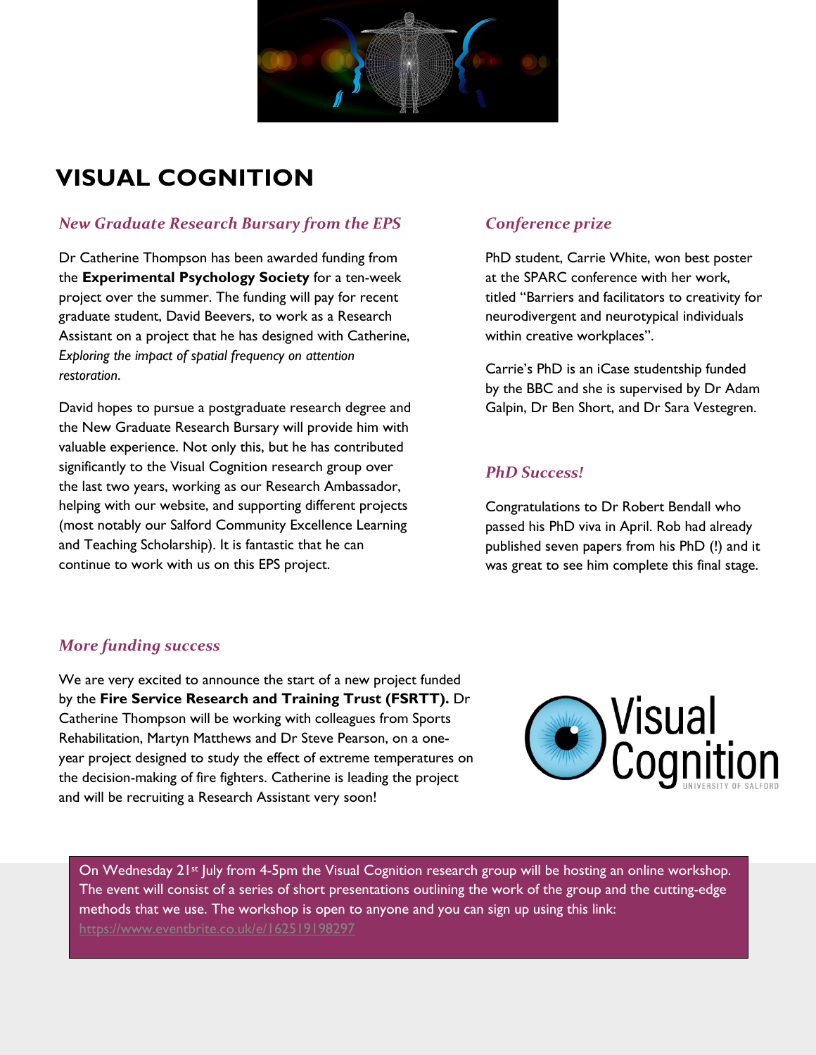# VISUAL COGNITION

## *New Graduate Research Bursary from the EPS*

Dr Catherine Thompson has been awarded funding from the **Experimental Psychology Society** for a ten-week project over the summer. The funding will pay for recent graduate student, David Beevers, to work as a Research Assistant on a project that he has designed with Catherine, *Exploring the impact of spatial frequency on attention restoration*.

David hopes to pursue a postgraduate research degree and the New Graduate Research Bursary will provide him with valuable experience. Not only this, but he has contributed significantly to the Visual Cognition research group over the last two years, working as our Research Ambassador, helping with our website, and supporting different projects (most notably our Salford Community Excellence Learning and Teaching Scholarship). It is fantastic that he can continue to work with us on this EPS project.

## *Conference prize*

PhD student, Carrie White, won best poster at the SPARC conference with her work, titled "Barriers and facilitators to creativity for neurodivergent and neurotypical individuals within creative workplaces".

Carrie's PhD is an iCase studentship funded by the BBC and she is supervised by Dr Adam Galpin, Dr Ben Short, and Dr Sara Vestegren.

## *PhD Success!*

Congratulations to Dr Robert Bendall who passed his PhD viva in April. Rob had already published seven papers from his PhD (!) and it was great to see him complete this final stage.

## *More funding success*

We are very excited to announce the start of a new project funded by the **Fire Service Research and Training Trust (FSRTT).** Dr Catherine Thompson will be working with colleagues from Sports Rehabilitation, Martyn Matthews and Dr Steve Pearson, on a one-year project designed to study the effect of extreme temperatures on the decision-making of fire fighters. Catherine is leading the project and will be recruiting a Research Assistant very soon!

Visual Cognition
UNIVERSITY OF SALFORD

On Wednesday 21st July from 4-5pm the Visual Cognition research group will be hosting an online workshop. The event will consist of a series of short presentations outlining the work of the group and the cutting-edge methods that we use. The workshop is open to anyone and you can sign up using this link: https://www.eventbrite.co.uk/e/162519198297